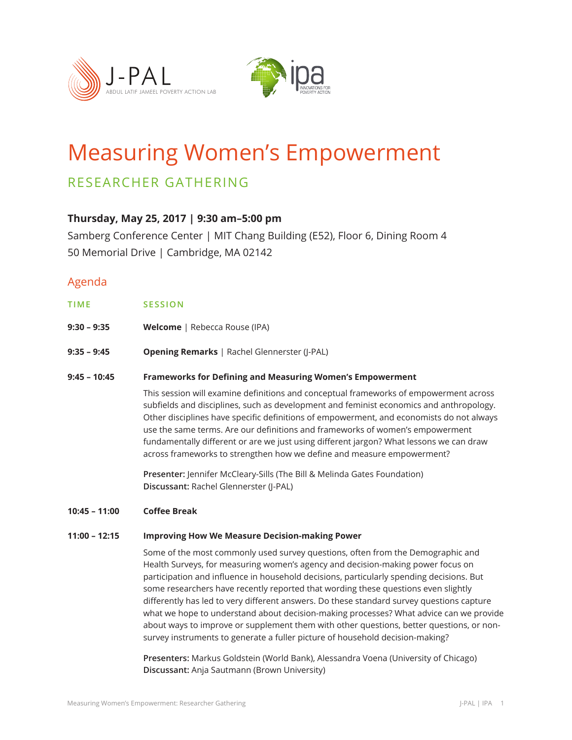J-PAL
ABDUL LATIF JAMEEL POVERTY ACTION LAB

ipa
INNOVATIONS FOR POVERTY ACTION

# Measuring Women's Empowerment

## RESEARCHER GATHERING

**Thursday, May 25, 2017 | 9:30 am–5:00 pm**

Samberg Conference Center | MIT Chang Building (E52), Floor 6, Dining Room 4
50 Memorial Drive | Cambridge, MA 02142

## Agenda

| TIME | SESSION |
|---|---|
| **9:30 – 9:35** | **Welcome** \| Rebecca Rouse (IPA) |
| **9:35 – 9:45** | **Opening Remarks** \| Rachel Glennerster (J-PAL) |
| **9:45 – 10:45** | **Frameworks for Defining and Measuring Women's Empowerment**<br><br>This session will examine definitions and conceptual frameworks of empowerment across subfields and disciplines, such as development and feminist economics and anthropology. Other disciplines have specific definitions of empowerment, and economists do not always use the same terms. Are our definitions and frameworks of women's empowerment fundamentally different or are we just using different jargon? What lessons we can draw across frameworks to strengthen how we define and measure empowerment?<br><br>**Presenter:** Jennifer McCleary-Sills (The Bill & Melinda Gates Foundation)<br>**Discussant:** Rachel Glennerster (J-PAL) |
| **10:45 – 11:00** | **Coffee Break** |
| **11:00 – 12:15** | **Improving How We Measure Decision-making Power**<br><br>Some of the most commonly used survey questions, often from the Demographic and Health Surveys, for measuring women's agency and decision-making power focus on participation and influence in household decisions, particularly spending decisions. But some researchers have recently reported that wording these questions even slightly differently has led to very different answers. Do these standard survey questions capture what we hope to understand about decision-making processes? What advice can we provide about ways to improve or supplement them with other questions, better questions, or non-survey instruments to generate a fuller picture of household decision-making?<br><br>**Presenters:** Markus Goldstein (World Bank), Alessandra Voena (University of Chicago)<br>**Discussant:** Anja Sautmann (Brown University) |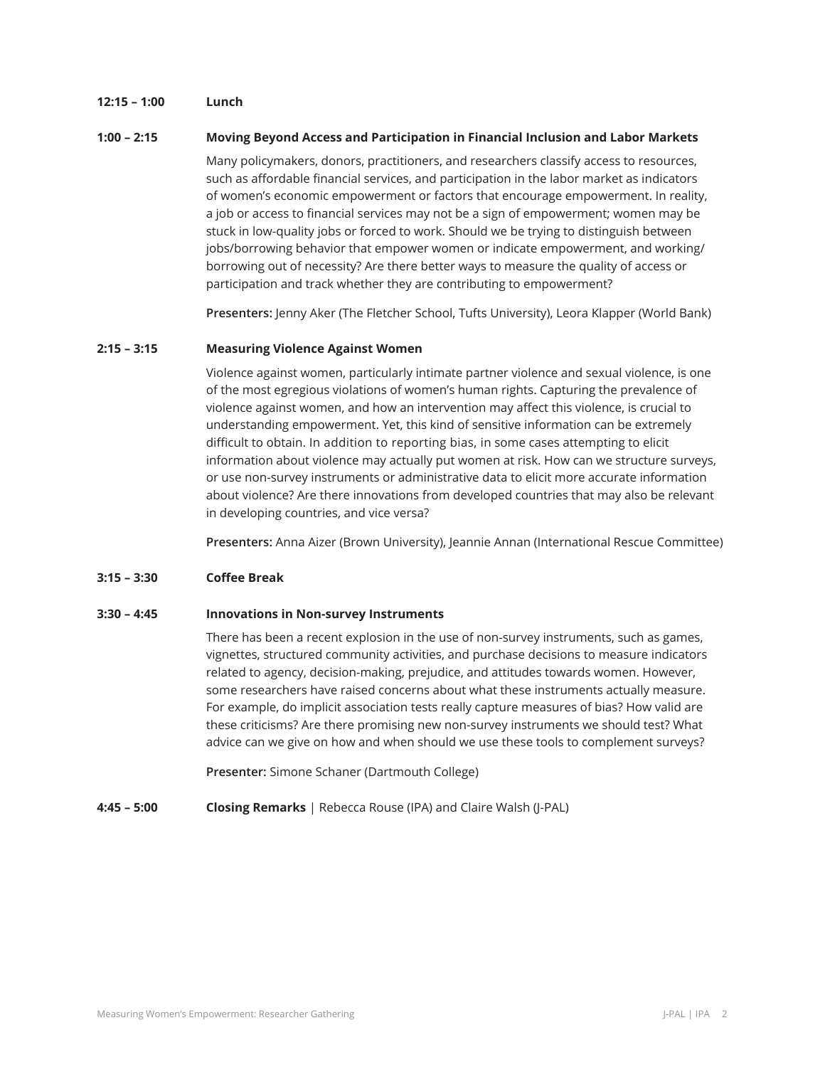**12:15 – 1:00** **Lunch**

**1:00 – 2:15** **Moving Beyond Access and Participation in Financial Inclusion and Labor Markets**

Many policymakers, donors, practitioners, and researchers classify access to resources, such as affordable financial services, and participation in the labor market as indicators of women's economic empowerment or factors that encourage empowerment. In reality, a job or access to financial services may not be a sign of empowerment; women may be stuck in low-quality jobs or forced to work. Should we be trying to distinguish between jobs/borrowing behavior that empower women or indicate empowerment, and working/borrowing out of necessity? Are there better ways to measure the quality of access or participation and track whether they are contributing to empowerment?

**Presenters:** Jenny Aker (The Fletcher School, Tufts University), Leora Klapper (World Bank)

**2:15 – 3:15** **Measuring Violence Against Women**

Violence against women, particularly intimate partner violence and sexual violence, is one of the most egregious violations of women's human rights. Capturing the prevalence of violence against women, and how an intervention may affect this violence, is crucial to understanding empowerment. Yet, this kind of sensitive information can be extremely difficult to obtain. In addition to reporting bias, in some cases attempting to elicit information about violence may actually put women at risk. How can we structure surveys, or use non-survey instruments or administrative data to elicit more accurate information about violence? Are there innovations from developed countries that may also be relevant in developing countries, and vice versa?

**Presenters:** Anna Aizer (Brown University), Jeannie Annan (International Rescue Committee)

**3:15 – 3:30** **Coffee Break**

**3:30 – 4:45** **Innovations in Non-survey Instruments**

There has been a recent explosion in the use of non-survey instruments, such as games, vignettes, structured community activities, and purchase decisions to measure indicators related to agency, decision-making, prejudice, and attitudes towards women. However, some researchers have raised concerns about what these instruments actually measure. For example, do implicit association tests really capture measures of bias? How valid are these criticisms? Are there promising new non-survey instruments we should test? What advice can we give on how and when should we use these tools to complement surveys?

**Presenter:** Simone Schaner (Dartmouth College)

**4:45 – 5:00** **Closing Remarks** | Rebecca Rouse (IPA) and Claire Walsh (J-PAL)